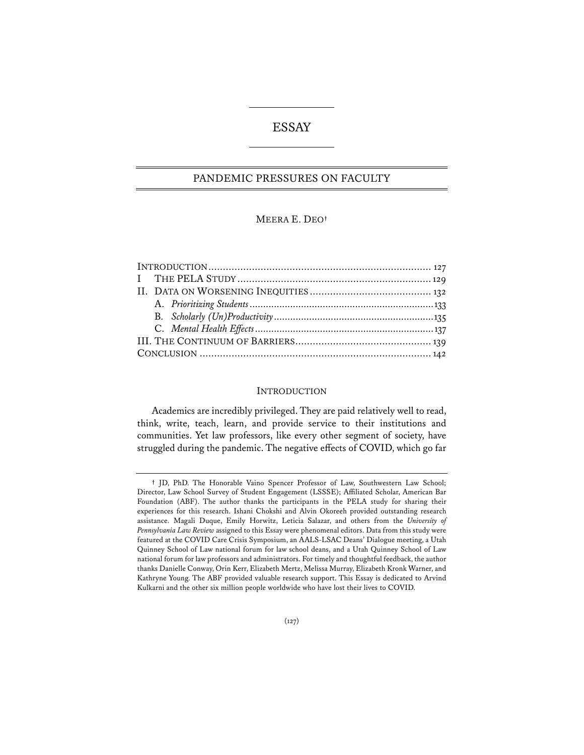# ESSAY

## PANDEMIC PRESSURES ON FACULTY

MEERA E. DEO†

| | |
|---|---|
| INTRODUCTION | 127 |
| I THE PELA STUDY | 129 |
| II. DATA ON WORSENING INEQUITIES | 132 |
| A. *Prioritizing Students* | 133 |
| B. *Scholarly (Un)Productivity* | 135 |
| C. *Mental Health Effects* | 137 |
| III. THE CONTINUUM OF BARRIERS | 139 |
| CONCLUSION | 142 |

### INTRODUCTION

Academics are incredibly privileged. They are paid relatively well to read, think, write, teach, learn, and provide service to their institutions and communities. Yet law professors, like every other segment of society, have struggled during the pandemic. The negative effects of COVID, which go far

---

† JD, PhD. The Honorable Vaino Spencer Professor of Law, Southwestern Law School; Director, Law School Survey of Student Engagement (LSSSE); Affiliated Scholar, American Bar Foundation (ABF). The author thanks the participants in the PELA study for sharing their experiences for this research. Ishani Chokshi and Alvin Okoreeh provided outstanding research assistance. Magali Duque, Emily Horwitz, Leticia Salazar, and others from the *University of Pennsylvania Law Review* assigned to this Essay were phenomenal editors. Data from this study were featured at the COVID Care Crisis Symposium, an AALS-LSAC Deans' Dialogue meeting, a Utah Quinney School of Law national forum for law school deans, and a Utah Quinney School of Law national forum for law professors and administrators. For timely and thoughtful feedback, the author thanks Danielle Conway, Orin Kerr, Elizabeth Mertz, Melissa Murray, Elizabeth Kronk Warner, and Kathryne Young. The ABF provided valuable research support. This Essay is dedicated to Arvind Kulkarni and the other six million people worldwide who have lost their lives to COVID.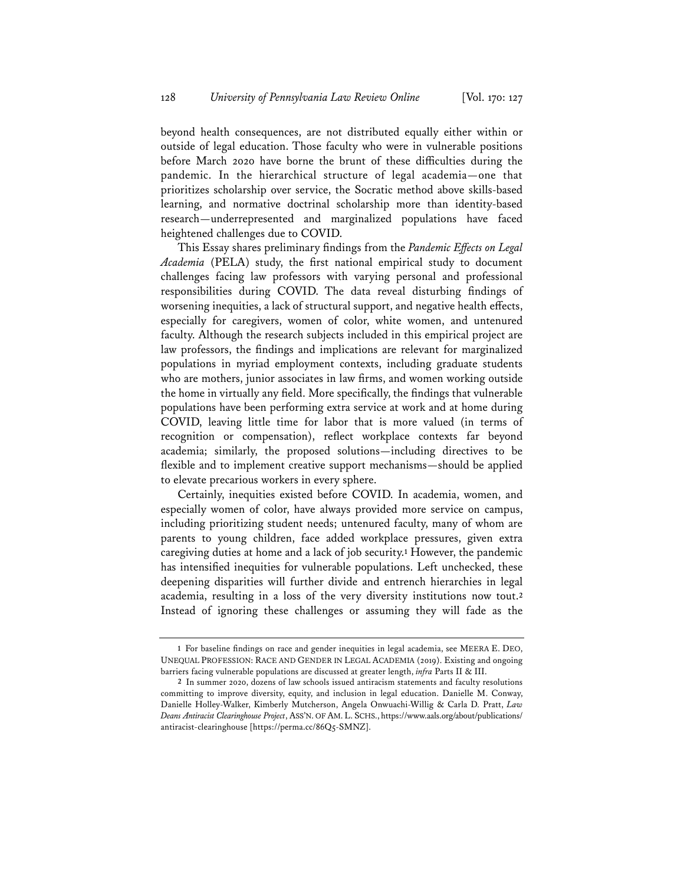beyond health consequences, are not distributed equally either within or outside of legal education. Those faculty who were in vulnerable positions before March 2020 have borne the brunt of these difficulties during the pandemic. In the hierarchical structure of legal academia—one that prioritizes scholarship over service, the Socratic method above skills-based learning, and normative doctrinal scholarship more than identity-based research—underrepresented and marginalized populations have faced heightened challenges due to COVID.

This Essay shares preliminary findings from the *Pandemic Effects on Legal Academia* (PELA) study, the first national empirical study to document challenges facing law professors with varying personal and professional responsibilities during COVID. The data reveal disturbing findings of worsening inequities, a lack of structural support, and negative health effects, especially for caregivers, women of color, white women, and untenured faculty. Although the research subjects included in this empirical project are law professors, the findings and implications are relevant for marginalized populations in myriad employment contexts, including graduate students who are mothers, junior associates in law firms, and women working outside the home in virtually any field. More specifically, the findings that vulnerable populations have been performing extra service at work and at home during COVID, leaving little time for labor that is more valued (in terms of recognition or compensation), reflect workplace contexts far beyond academia; similarly, the proposed solutions—including directives to be flexible and to implement creative support mechanisms—should be applied to elevate precarious workers in every sphere.

Certainly, inequities existed before COVID. In academia, women, and especially women of color, have always provided more service on campus, including prioritizing student needs; untenured faculty, many of whom are parents to young children, face added workplace pressures, given extra caregiving duties at home and a lack of job security.[1] However, the pandemic has intensified inequities for vulnerable populations. Left unchecked, these deepening disparities will further divide and entrench hierarchies in legal academia, resulting in a loss of the very diversity institutions now tout.[2] Instead of ignoring these challenges or assuming they will fade as the

---

1 For baseline findings on race and gender inequities in legal academia, see MEERA E. DEO, UNEQUAL PROFESSION: RACE AND GENDER IN LEGAL ACADEMIA (2019). Existing and ongoing barriers facing vulnerable populations are discussed at greater length, *infra* Parts II & III.

2 In summer 2020, dozens of law schools issued antiracism statements and faculty resolutions committing to improve diversity, equity, and inclusion in legal education. Danielle M. Conway, Danielle Holley-Walker, Kimberly Mutcherson, Angela Onwuachi-Willig & Carla D. Pratt, *Law Deans Antiracist Clearinghouse Project*, ASS'N. OF AM. L. SCHS., https://www.aals.org/about/publications/antiracist-clearinghouse [https://perma.cc/86Q5-SMNZ].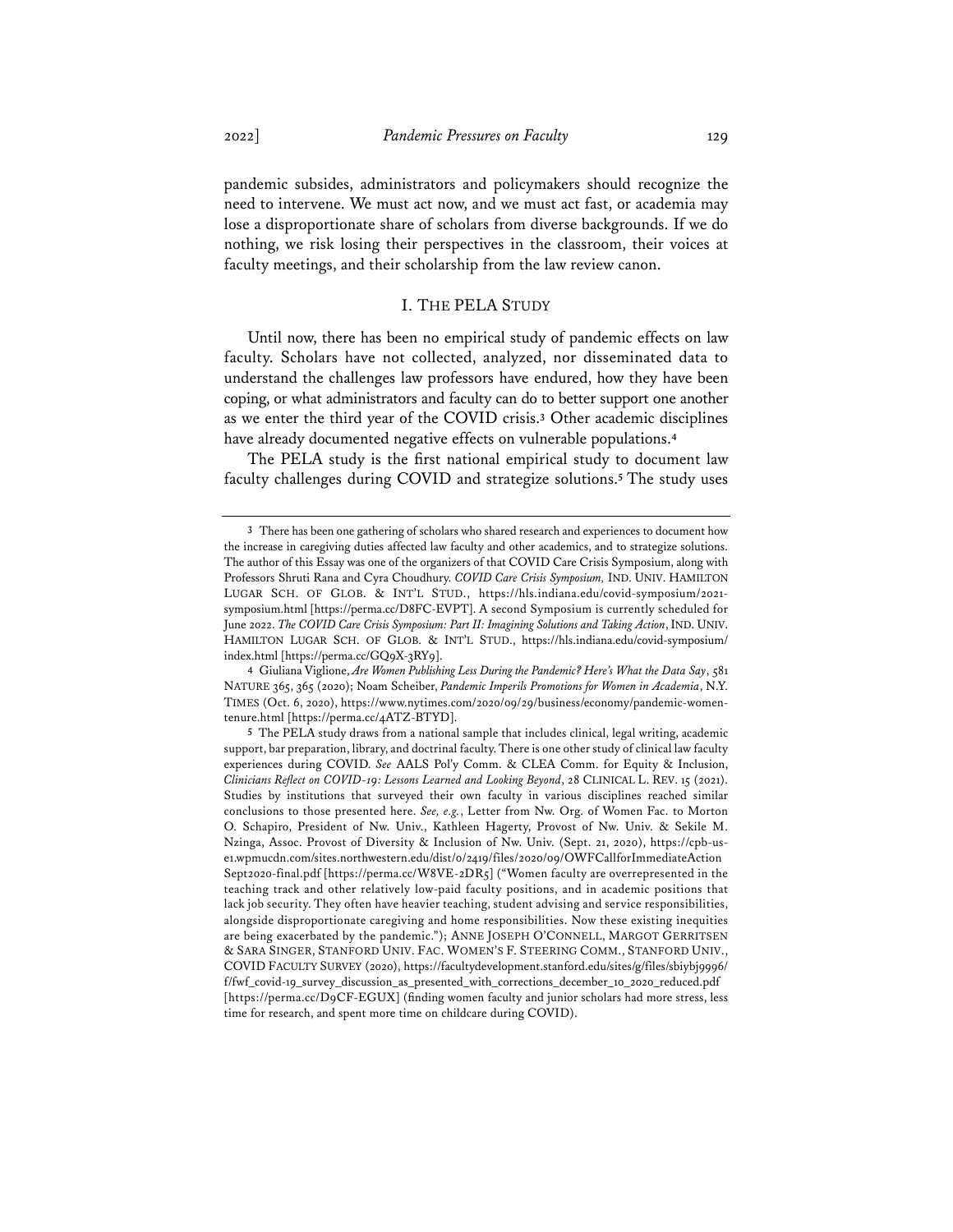pandemic subsides, administrators and policymakers should recognize the need to intervene. We must act now, and we must act fast, or academia may lose a disproportionate share of scholars from diverse backgrounds. If we do nothing, we risk losing their perspectives in the classroom, their voices at faculty meetings, and their scholarship from the law review canon.

## I. The PELA Study

Until now, there has been no empirical study of pandemic effects on law faculty. Scholars have not collected, analyzed, nor disseminated data to understand the challenges law professors have endured, how they have been coping, or what administrators and faculty can do to better support one another as we enter the third year of the COVID crisis.[3] Other academic disciplines have already documented negative effects on vulnerable populations.[4]

The PELA study is the first national empirical study to document law faculty challenges during COVID and strategize solutions.[5] The study uses

---

[3] There has been one gathering of scholars who shared research and experiences to document how the increase in caregiving duties affected law faculty and other academics, and to strategize solutions. The author of this Essay was one of the organizers of that COVID Care Crisis Symposium, along with Professors Shruti Rana and Cyra Choudhury. *COVID Care Crisis Symposium,* IND. UNIV. HAMILTON LUGAR SCH. OF GLOB. & INT'L STUD., https://hls.indiana.edu/covid-symposium/2021-symposium.html [https://perma.cc/D8FC-EVPT]. A second Symposium is currently scheduled for June 2022. *The COVID Care Crisis Symposium: Part II: Imagining Solutions and Taking Action*, IND. UNIV. HAMILTON LUGAR SCH. OF GLOB. & INT'L STUD., https://hls.indiana.edu/covid-symposium/index.html [https://perma.cc/GQ9X-3RY9].

[4] Giuliana Viglione, *Are Women Publishing Less During the Pandemic? Here's What the Data Say*, 581 NATURE 365, 365 (2020); Noam Scheiber, *Pandemic Imperils Promotions for Women in Academia*, N.Y. TIMES (Oct. 6, 2020), https://www.nytimes.com/2020/09/29/business/economy/pandemic-women-tenure.html [https://perma.cc/4ATZ-BTYD].

[5] The PELA study draws from a national sample that includes clinical, legal writing, academic support, bar preparation, library, and doctrinal faculty. There is one other study of clinical law faculty experiences during COVID. *See* AALS Pol'y Comm. & CLEA Comm. for Equity & Inclusion, *Clinicians Reflect on COVID-19: Lessons Learned and Looking Beyond*, 28 CLINICAL L. REV. 15 (2021). Studies by institutions that surveyed their own faculty in various disciplines reached similar conclusions to those presented here. *See, e.g.*, Letter from Nw. Org. of Women Fac. to Morton O. Schapiro, President of Nw. Univ., Kathleen Hagerty, Provost of Nw. Univ. & Sekile M. Nzinga, Assoc. Provost of Diversity & Inclusion of Nw. Univ. (Sept. 21, 2020), https://cpb-us-e1.wpmucdn.com/sites.northwestern.edu/dist/0/2419/files/2020/09/OWFCallforImmediateAction Sept2020-final.pdf [https://perma.cc/W8VE-2DR5] ("Women faculty are overrepresented in the teaching track and other relatively low-paid faculty positions, and in academic positions that lack job security. They often have heavier teaching, student advising and service responsibilities, alongside disproportionate caregiving and home responsibilities. Now these existing inequities are being exacerbated by the pandemic."); ANNE JOSEPH O'CONNELL, MARGOT GERRITSEN & SARA SINGER, STANFORD UNIV. FAC. WOMEN'S F. STEERING COMM., STANFORD UNIV., COVID FACULTY SURVEY (2020), https://facultydevelopment.stanford.edu/sites/g/files/sbiybj9996/f/fwf_covid-19_survey_discussion_as_presented_with_corrections_december_10_2020_reduced.pdf [https://perma.cc/D9CF-EGUX] (finding women faculty and junior scholars had more stress, less time for research, and spent more time on childcare during COVID).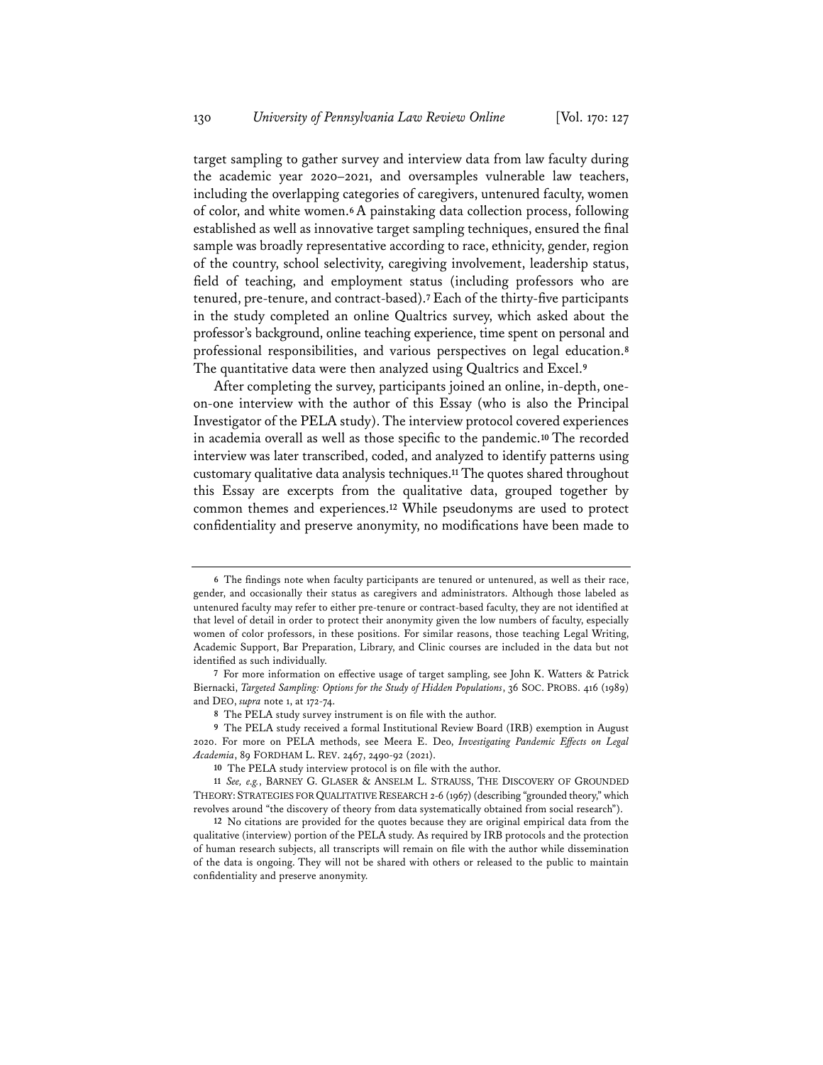target sampling to gather survey and interview data from law faculty during the academic year 2020–2021, and oversamples vulnerable law teachers, including the overlapping categories of caregivers, untenured faculty, women of color, and white women.[6] A painstaking data collection process, following established as well as innovative target sampling techniques, ensured the final sample was broadly representative according to race, ethnicity, gender, region of the country, school selectivity, caregiving involvement, leadership status, field of teaching, and employment status (including professors who are tenured, pre-tenure, and contract-based).[7] Each of the thirty-five participants in the study completed an online Qualtrics survey, which asked about the professor's background, online teaching experience, time spent on personal and professional responsibilities, and various perspectives on legal education.[8] The quantitative data were then analyzed using Qualtrics and Excel.[9]

After completing the survey, participants joined an online, in-depth, one-on-one interview with the author of this Essay (who is also the Principal Investigator of the PELA study). The interview protocol covered experiences in academia overall as well as those specific to the pandemic.[10] The recorded interview was later transcribed, coded, and analyzed to identify patterns using customary qualitative data analysis techniques.[11] The quotes shared throughout this Essay are excerpts from the qualitative data, grouped together by common themes and experiences.[12] While pseudonyms are used to protect confidentiality and preserve anonymity, no modifications have been made to

---

[6] The findings note when faculty participants are tenured or untenured, as well as their race, gender, and occasionally their status as caregivers and administrators. Although those labeled as untenured faculty may refer to either pre-tenure or contract-based faculty, they are not identified at that level of detail in order to protect their anonymity given the low numbers of faculty, especially women of color professors, in these positions. For similar reasons, those teaching Legal Writing, Academic Support, Bar Preparation, Library, and Clinic courses are included in the data but not identified as such individually.

[7] For more information on effective usage of target sampling, see John K. Watters & Patrick Biernacki, *Targeted Sampling: Options for the Study of Hidden Populations*, 36 SOC. PROBS. 416 (1989) and DEO, *supra* note 1, at 172-74.

[8] The PELA study survey instrument is on file with the author.

[9] The PELA study received a formal Institutional Review Board (IRB) exemption in August 2020. For more on PELA methods, see Meera E. Deo, *Investigating Pandemic Effects on Legal Academia*, 89 FORDHAM L. REV. 2467, 2490-92 (2021).

[10] The PELA study interview protocol is on file with the author.

[11] *See, e.g.*, BARNEY G. GLASER & ANSELM L. STRAUSS, THE DISCOVERY OF GROUNDED THEORY: STRATEGIES FOR QUALITATIVE RESEARCH 2-6 (1967) (describing "grounded theory," which revolves around "the discovery of theory from data systematically obtained from social research").

[12] No citations are provided for the quotes because they are original empirical data from the qualitative (interview) portion of the PELA study. As required by IRB protocols and the protection of human research subjects, all transcripts will remain on file with the author while dissemination of the data is ongoing. They will not be shared with others or released to the public to maintain confidentiality and preserve anonymity.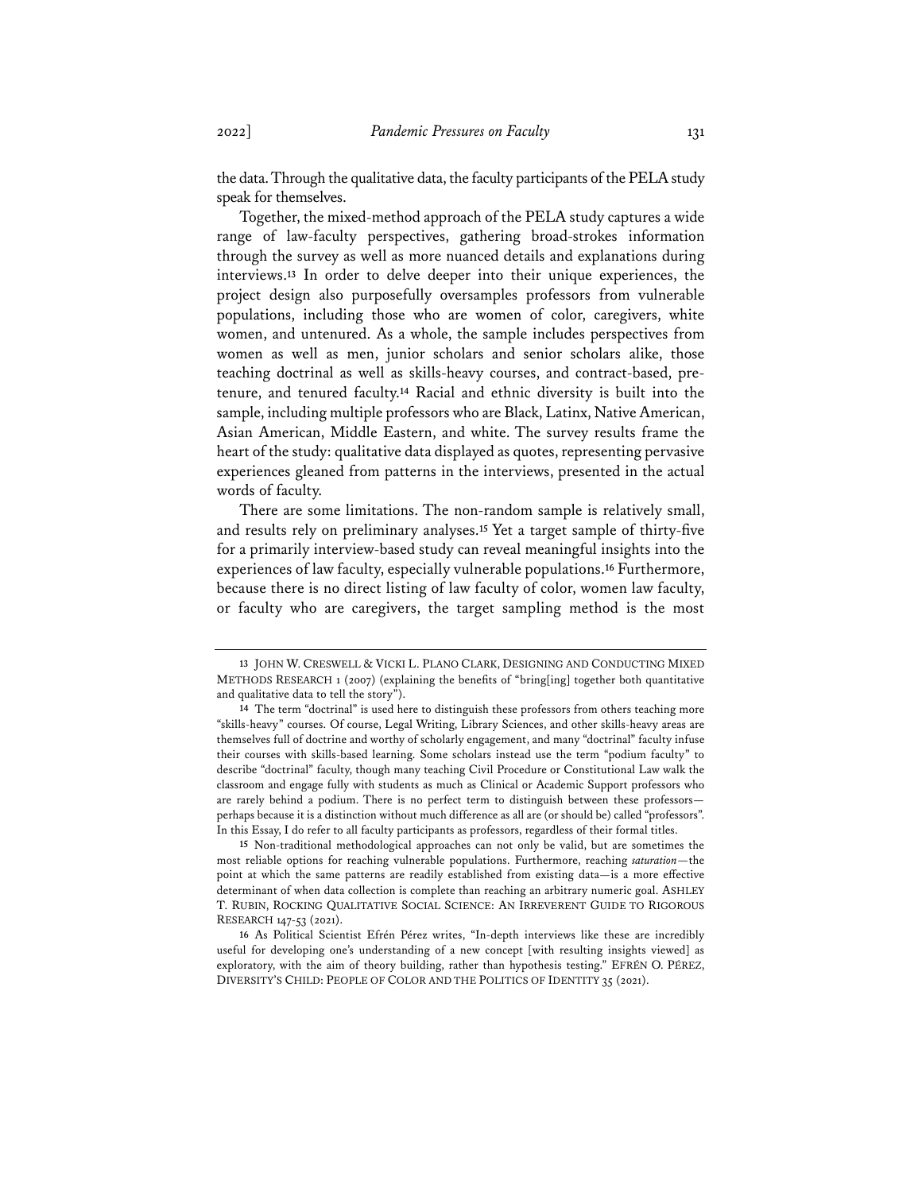the data. Through the qualitative data, the faculty participants of the PELA study speak for themselves.

Together, the mixed-method approach of the PELA study captures a wide range of law-faculty perspectives, gathering broad-strokes information through the survey as well as more nuanced details and explanations during interviews.[13] In order to delve deeper into their unique experiences, the project design also purposefully oversamples professors from vulnerable populations, including those who are women of color, caregivers, white women, and untenured. As a whole, the sample includes perspectives from women as well as men, junior scholars and senior scholars alike, those teaching doctrinal as well as skills-heavy courses, and contract-based, pre-tenure, and tenured faculty.[14] Racial and ethnic diversity is built into the sample, including multiple professors who are Black, Latinx, Native American, Asian American, Middle Eastern, and white. The survey results frame the heart of the study: qualitative data displayed as quotes, representing pervasive experiences gleaned from patterns in the interviews, presented in the actual words of faculty.

There are some limitations. The non-random sample is relatively small, and results rely on preliminary analyses.[15] Yet a target sample of thirty-five for a primarily interview-based study can reveal meaningful insights into the experiences of law faculty, especially vulnerable populations.[16] Furthermore, because there is no direct listing of law faculty of color, women law faculty, or faculty who are caregivers, the target sampling method is the most

---

13 JOHN W. CRESWELL & VICKI L. PLANO CLARK, DESIGNING AND CONDUCTING MIXED METHODS RESEARCH 1 (2007) (explaining the benefits of "bring[ing] together both quantitative and qualitative data to tell the story").

14 The term "doctrinal" is used here to distinguish these professors from others teaching more "skills-heavy" courses. Of course, Legal Writing, Library Sciences, and other skills-heavy areas are themselves full of doctrine and worthy of scholarly engagement, and many "doctrinal" faculty infuse their courses with skills-based learning. Some scholars instead use the term "podium faculty" to describe "doctrinal" faculty, though many teaching Civil Procedure or Constitutional Law walk the classroom and engage fully with students as much as Clinical or Academic Support professors who are rarely behind a podium. There is no perfect term to distinguish between these professors—perhaps because it is a distinction without much difference as all are (or should be) called "professors". In this Essay, I do refer to all faculty participants as professors, regardless of their formal titles.

15 Non-traditional methodological approaches can not only be valid, but are sometimes the most reliable options for reaching vulnerable populations. Furthermore, reaching *saturation*—the point at which the same patterns are readily established from existing data—is a more effective determinant of when data collection is complete than reaching an arbitrary numeric goal. ASHLEY T. RUBIN, ROCKING QUALITATIVE SOCIAL SCIENCE: AN IRREVERENT GUIDE TO RIGOROUS RESEARCH 147-53 (2021).

16 As Political Scientist Efrén Pérez writes, "In-depth interviews like these are incredibly useful for developing one's understanding of a new concept [with resulting insights viewed] as exploratory, with the aim of theory building, rather than hypothesis testing." EFRÉN O. PÉREZ, DIVERSITY'S CHILD: PEOPLE OF COLOR AND THE POLITICS OF IDENTITY 35 (2021).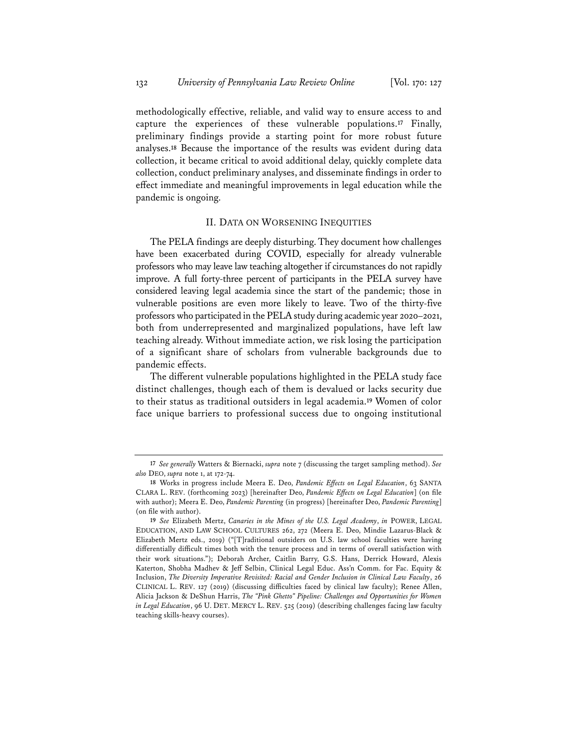methodologically effective, reliable, and valid way to ensure access to and capture the experiences of these vulnerable populations.[17] Finally, preliminary findings provide a starting point for more robust future analyses.[18] Because the importance of the results was evident during data collection, it became critical to avoid additional delay, quickly complete data collection, conduct preliminary analyses, and disseminate findings in order to effect immediate and meaningful improvements in legal education while the pandemic is ongoing.

## II. Data on Worsening Inequities

The PELA findings are deeply disturbing. They document how challenges have been exacerbated during COVID, especially for already vulnerable professors who may leave law teaching altogether if circumstances do not rapidly improve. A full forty-three percent of participants in the PELA survey have considered leaving legal academia since the start of the pandemic; those in vulnerable positions are even more likely to leave. Two of the thirty-five professors who participated in the PELA study during academic year 2020–2021, both from underrepresented and marginalized populations, have left law teaching already. Without immediate action, we risk losing the participation of a significant share of scholars from vulnerable backgrounds due to pandemic effects.

The different vulnerable populations highlighted in the PELA study face distinct challenges, though each of them is devalued or lacks security due to their status as traditional outsiders in legal academia.[19] Women of color face unique barriers to professional success due to ongoing institutional

---

[17] *See generally* Watters & Biernacki, *supra* note 7 (discussing the target sampling method). *See also* DEO, *supra* note 1, at 172-74.

[18] Works in progress include Meera E. Deo, *Pandemic Effects on Legal Education*, 63 SANTA CLARA L. REV. (forthcoming 2023) [hereinafter Deo, *Pandemic Effects on Legal Education*] (on file with author); Meera E. Deo, *Pandemic Parenting* (in progress) [hereinafter Deo, *Pandemic Parenting*] (on file with author).

[19] *See* Elizabeth Mertz, *Canaries in the Mines of the U.S. Legal Academy*, *in* POWER, LEGAL EDUCATION, AND LAW SCHOOL CULTURES 262, 272 (Meera E. Deo, Mindie Lazarus-Black & Elizabeth Mertz eds., 2019) ("[T]raditional outsiders on U.S. law school faculties were having differentially difficult times both with the tenure process and in terms of overall satisfaction with their work situations."); Deborah Archer, Caitlin Barry, G.S. Hans, Derrick Howard, Alexis Katerton, Shobha Madhev & Jeff Selbin, Clinical Legal Educ. Ass'n Comm. for Fac. Equity & Inclusion, *The Diversity Imperative Revisited: Racial and Gender Inclusion in Clinical Law Faculty*, 26 CLINICAL L. REV. 127 (2019) (discussing difficulties faced by clinical law faculty); Renee Allen, Alicia Jackson & DeShun Harris, *The "Pink Ghetto" Pipeline: Challenges and Opportunities for Women in Legal Education*, 96 U. DET. MERCY L. REV. 525 (2019) (describing challenges facing law faculty teaching skills-heavy courses).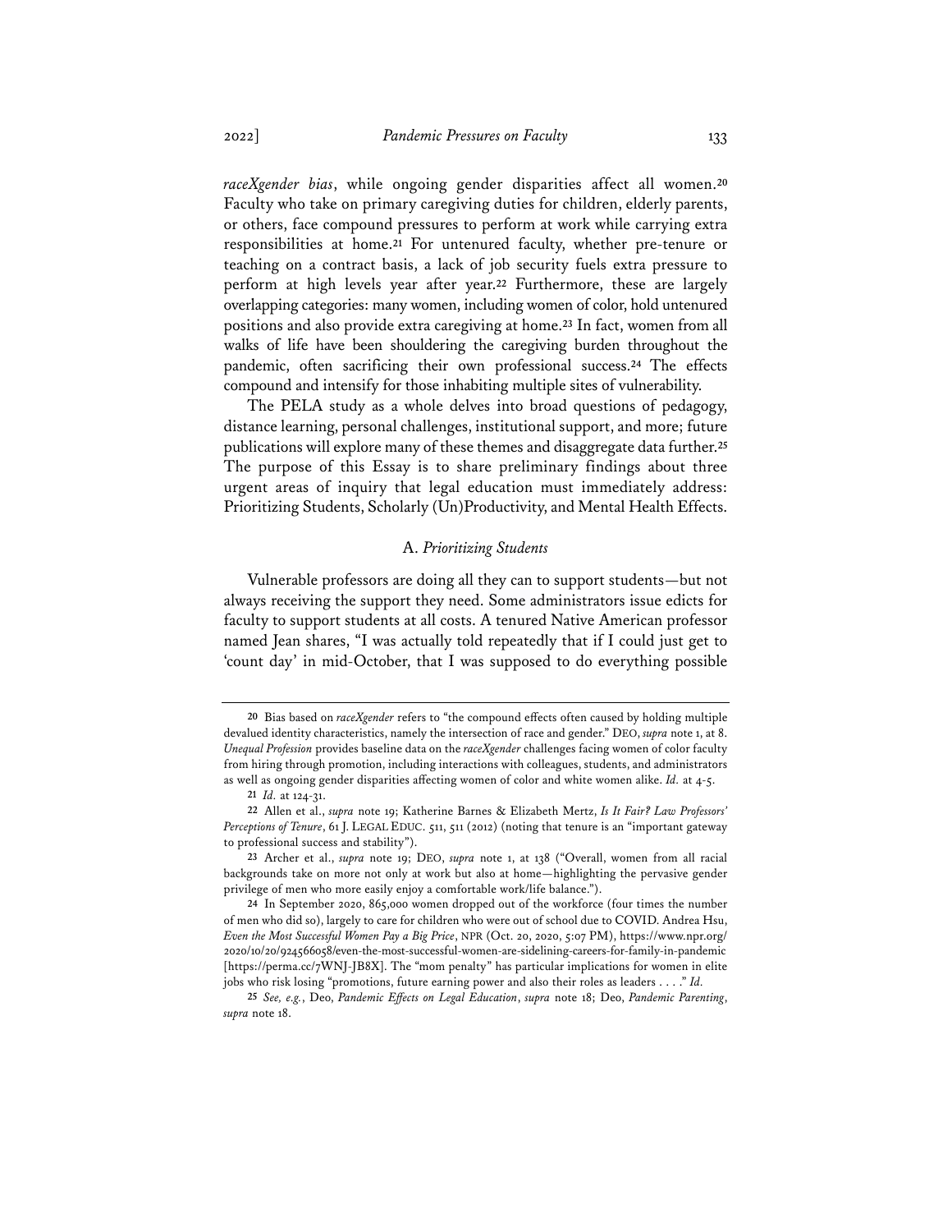*raceXgender bias*, while ongoing gender disparities affect all women.[20] Faculty who take on primary caregiving duties for children, elderly parents, or others, face compound pressures to perform at work while carrying extra responsibilities at home.[21] For untenured faculty, whether pre-tenure or teaching on a contract basis, a lack of job security fuels extra pressure to perform at high levels year after year.[22] Furthermore, these are largely overlapping categories: many women, including women of color, hold untenured positions and also provide extra caregiving at home.[23] In fact, women from all walks of life have been shouldering the caregiving burden throughout the pandemic, often sacrificing their own professional success.[24] The effects compound and intensify for those inhabiting multiple sites of vulnerability.

The PELA study as a whole delves into broad questions of pedagogy, distance learning, personal challenges, institutional support, and more; future publications will explore many of these themes and disaggregate data further.[25] The purpose of this Essay is to share preliminary findings about three urgent areas of inquiry that legal education must immediately address: Prioritizing Students, Scholarly (Un)Productivity, and Mental Health Effects.

### A. *Prioritizing Students*

Vulnerable professors are doing all they can to support students—but not always receiving the support they need. Some administrators issue edicts for faculty to support students at all costs. A tenured Native American professor named Jean shares, "I was actually told repeatedly that if I could just get to 'count day' in mid-October, that I was supposed to do everything possible

---

[20] Bias based on *raceXgender* refers to "the compound effects often caused by holding multiple devalued identity characteristics, namely the intersection of race and gender." DEO, *supra* note 1, at 8. *Unequal Profession* provides baseline data on the *raceXgender* challenges facing women of color faculty from hiring through promotion, including interactions with colleagues, students, and administrators as well as ongoing gender disparities affecting women of color and white women alike. *Id.* at 4-5.

[21] *Id.* at 124-31.

[22] Allen et al., *supra* note 19; Katherine Barnes & Elizabeth Mertz, *Is It Fair? Law Professors' Perceptions of Tenure*, 61 J. LEGAL EDUC. 511, 511 (2012) (noting that tenure is an "important gateway to professional success and stability").

[23] Archer et al., *supra* note 19; DEO, *supra* note 1, at 138 ("Overall, women from all racial backgrounds take on more not only at work but also at home—highlighting the pervasive gender privilege of men who more easily enjoy a comfortable work/life balance.").

[24] In September 2020, 865,000 women dropped out of the workforce (four times the number of men who did so), largely to care for children who were out of school due to COVID. Andrea Hsu, *Even the Most Successful Women Pay a Big Price*, NPR (Oct. 20, 2020, 5:07 PM), https://www.npr.org/2020/10/20/924566058/even-the-most-successful-women-are-sidelining-careers-for-family-in-pandemic [https://perma.cc/7WNJ-JB8X]. The "mom penalty" has particular implications for women in elite jobs who risk losing "promotions, future earning power and also their roles as leaders . . . ." *Id.*

[25] *See, e.g.*, Deo, *Pandemic Effects on Legal Education*, *supra* note 18; Deo, *Pandemic Parenting*, *supra* note 18.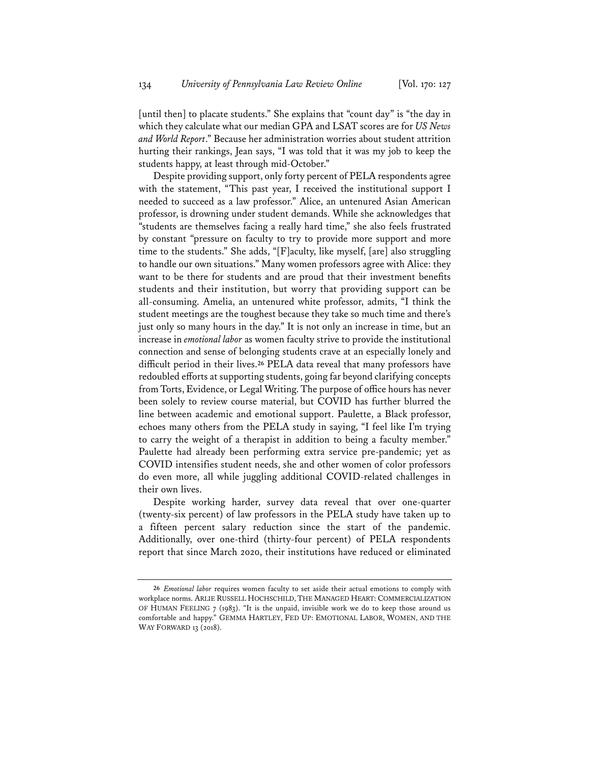[until then] to placate students." She explains that "count day" is "the day in which they calculate what our median GPA and LSAT scores are for *US News and World Report*." Because her administration worries about student attrition hurting their rankings, Jean says, "I was told that it was my job to keep the students happy, at least through mid-October."

Despite providing support, only forty percent of PELA respondents agree with the statement, "This past year, I received the institutional support I needed to succeed as a law professor." Alice, an untenured Asian American professor, is drowning under student demands. While she acknowledges that "students are themselves facing a really hard time," she also feels frustrated by constant "pressure on faculty to try to provide more support and more time to the students." She adds, "[F]aculty, like myself, [are] also struggling to handle our own situations." Many women professors agree with Alice: they want to be there for students and are proud that their investment benefits students and their institution, but worry that providing support can be all-consuming. Amelia, an untenured white professor, admits, "I think the student meetings are the toughest because they take so much time and there's just only so many hours in the day." It is not only an increase in time, but an increase in *emotional labor* as women faculty strive to provide the institutional connection and sense of belonging students crave at an especially lonely and difficult period in their lives.[26] PELA data reveal that many professors have redoubled efforts at supporting students, going far beyond clarifying concepts from Torts, Evidence, or Legal Writing. The purpose of office hours has never been solely to review course material, but COVID has further blurred the line between academic and emotional support. Paulette, a Black professor, echoes many others from the PELA study in saying, "I feel like I'm trying to carry the weight of a therapist in addition to being a faculty member." Paulette had already been performing extra service pre-pandemic; yet as COVID intensifies student needs, she and other women of color professors do even more, all while juggling additional COVID-related challenges in their own lives.

Despite working harder, survey data reveal that over one-quarter (twenty-six percent) of law professors in the PELA study have taken up to a fifteen percent salary reduction since the start of the pandemic. Additionally, over one-third (thirty-four percent) of PELA respondents report that since March 2020, their institutions have reduced or eliminated

---

[26] *Emotional labor* requires women faculty to set aside their actual emotions to comply with workplace norms. ARLIE RUSSELL HOCHSCHILD, THE MANAGED HEART: COMMERCIALIZATION OF HUMAN FEELING 7 (1983). "It is the unpaid, invisible work we do to keep those around us comfortable and happy." GEMMA HARTLEY, FED UP: EMOTIONAL LABOR, WOMEN, AND THE WAY FORWARD 13 (2018).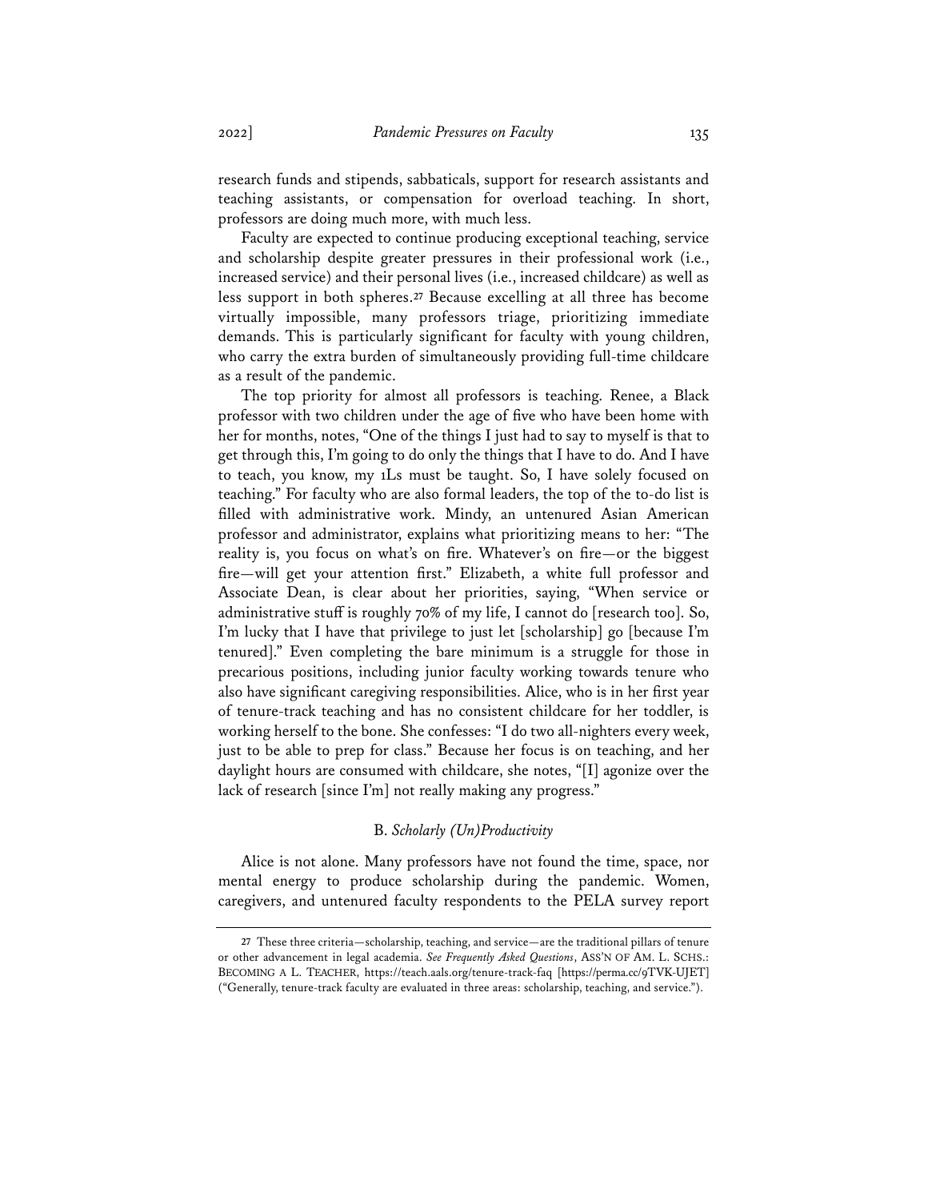research funds and stipends, sabbaticals, support for research assistants and teaching assistants, or compensation for overload teaching. In short, professors are doing much more, with much less.

Faculty are expected to continue producing exceptional teaching, service and scholarship despite greater pressures in their professional work (i.e., increased service) and their personal lives (i.e., increased childcare) as well as less support in both spheres.[27] Because excelling at all three has become virtually impossible, many professors triage, prioritizing immediate demands. This is particularly significant for faculty with young children, who carry the extra burden of simultaneously providing full-time childcare as a result of the pandemic.

The top priority for almost all professors is teaching. Renee, a Black professor with two children under the age of five who have been home with her for months, notes, "One of the things I just had to say to myself is that to get through this, I'm going to do only the things that I have to do. And I have to teach, you know, my 1Ls must be taught. So, I have solely focused on teaching." For faculty who are also formal leaders, the top of the to-do list is filled with administrative work. Mindy, an untenured Asian American professor and administrator, explains what prioritizing means to her: "The reality is, you focus on what's on fire. Whatever's on fire—or the biggest fire—will get your attention first." Elizabeth, a white full professor and Associate Dean, is clear about her priorities, saying, "When service or administrative stuff is roughly 70% of my life, I cannot do [research too]. So, I'm lucky that I have that privilege to just let [scholarship] go [because I'm tenured]." Even completing the bare minimum is a struggle for those in precarious positions, including junior faculty working towards tenure who also have significant caregiving responsibilities. Alice, who is in her first year of tenure-track teaching and has no consistent childcare for her toddler, is working herself to the bone. She confesses: "I do two all-nighters every week, just to be able to prep for class." Because her focus is on teaching, and her daylight hours are consumed with childcare, she notes, "[I] agonize over the lack of research [since I'm] not really making any progress."

### B. *Scholarly (Un)Productivity*

Alice is not alone. Many professors have not found the time, space, nor mental energy to produce scholarship during the pandemic. Women, caregivers, and untenured faculty respondents to the PELA survey report

---

[27] These three criteria—scholarship, teaching, and service—are the traditional pillars of tenure or other advancement in legal academia. *See Frequently Asked Questions*, ASS'N OF AM. L. SCHS.: BECOMING A L. TEACHER, https://teach.aals.org/tenure-track-faq [https://perma.cc/9TVK-UJET] ("Generally, tenure-track faculty are evaluated in three areas: scholarship, teaching, and service.").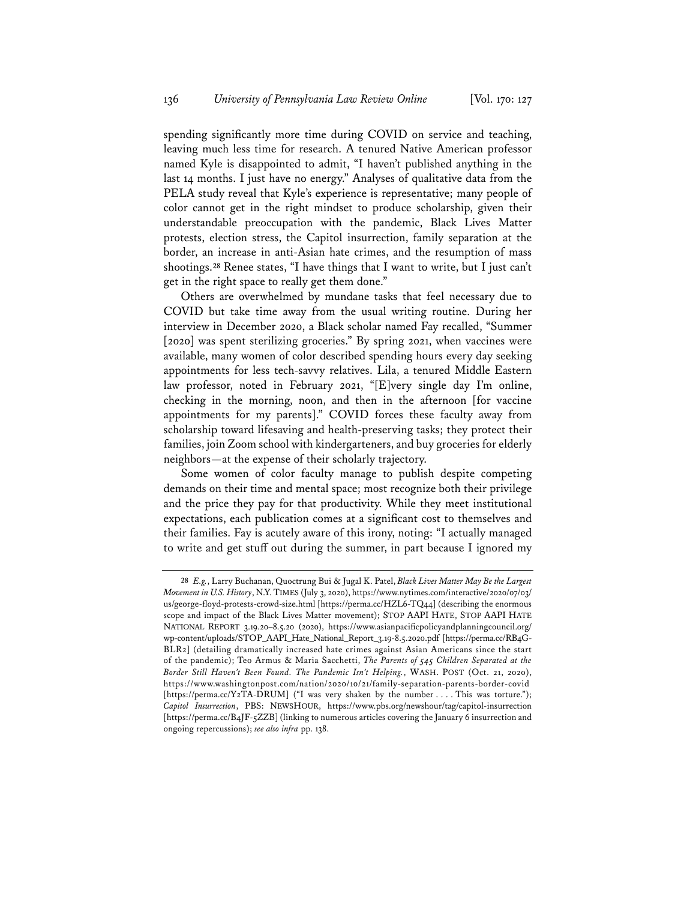spending significantly more time during COVID on service and teaching, leaving much less time for research. A tenured Native American professor named Kyle is disappointed to admit, "I haven't published anything in the last 14 months. I just have no energy." Analyses of qualitative data from the PELA study reveal that Kyle's experience is representative; many people of color cannot get in the right mindset to produce scholarship, given their understandable preoccupation with the pandemic, Black Lives Matter protests, election stress, the Capitol insurrection, family separation at the border, an increase in anti-Asian hate crimes, and the resumption of mass shootings.[28] Renee states, "I have things that I want to write, but I just can't get in the right space to really get them done."

Others are overwhelmed by mundane tasks that feel necessary due to COVID but take time away from the usual writing routine. During her interview in December 2020, a Black scholar named Fay recalled, "Summer [2020] was spent sterilizing groceries." By spring 2021, when vaccines were available, many women of color described spending hours every day seeking appointments for less tech-savvy relatives. Lila, a tenured Middle Eastern law professor, noted in February 2021, "[E]very single day I'm online, checking in the morning, noon, and then in the afternoon [for vaccine appointments for my parents]." COVID forces these faculty away from scholarship toward lifesaving and health-preserving tasks; they protect their families, join Zoom school with kindergarteners, and buy groceries for elderly neighbors—at the expense of their scholarly trajectory.

Some women of color faculty manage to publish despite competing demands on their time and mental space; most recognize both their privilege and the price they pay for that productivity. While they meet institutional expectations, each publication comes at a significant cost to themselves and their families. Fay is acutely aware of this irony, noting: "I actually managed to write and get stuff out during the summer, in part because I ignored my

---

[28] *E.g.*, Larry Buchanan, Quoctrung Bui & Jugal K. Patel, *Black Lives Matter May Be the Largest Movement in U.S. History*, N.Y. TIMES (July 3, 2020), https://www.nytimes.com/interactive/2020/07/03/us/george-floyd-protests-crowd-size.html [https://perma.cc/HZL6-TQ44] (describing the enormous scope and impact of the Black Lives Matter movement); STOP AAPI HATE, STOP AAPI HATE NATIONAL REPORT 3.19.20–8.5.20 (2020), https://www.asianpacificpolicyandplanningcouncil.org/wp-content/uploads/STOP_AAPI_Hate_National_Report_3.19-8.5.2020.pdf [https://perma.cc/RB4G-BLR2] (detailing dramatically increased hate crimes against Asian Americans since the start of the pandemic); Teo Armus & Maria Sacchetti, *The Parents of 545 Children Separated at the Border Still Haven't Been Found. The Pandemic Isn't Helping.*, WASH. POST (Oct. 21, 2020), https://www.washingtonpost.com/nation/2020/10/21/family-separation-parents-border-covid [https://perma.cc/Y2TA-DRUM] ("I was very shaken by the number . . . . This was torture."); *Capitol Insurrection*, PBS: NEWSHOUR, https://www.pbs.org/newshour/tag/capitol-insurrection [https://perma.cc/B4JF-5ZZB] (linking to numerous articles covering the January 6 insurrection and ongoing repercussions); *see also infra* pp. 138.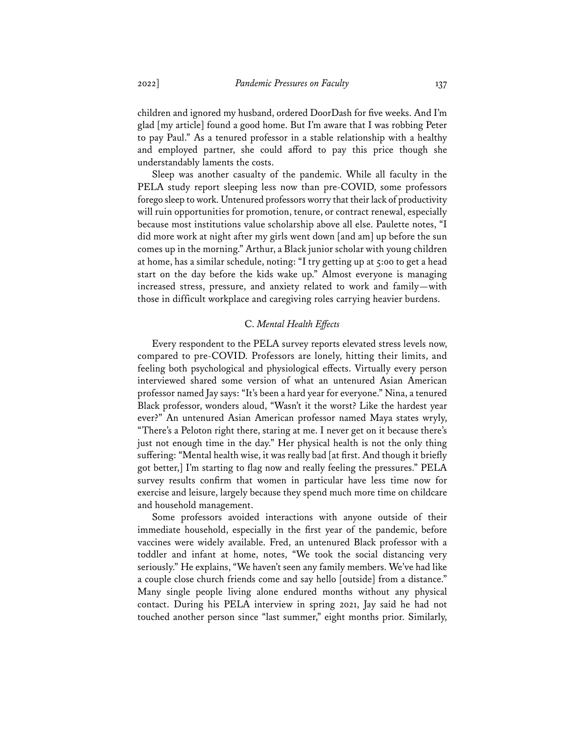children and ignored my husband, ordered DoorDash for five weeks. And I'm glad [my article] found a good home. But I'm aware that I was robbing Peter to pay Paul." As a tenured professor in a stable relationship with a healthy and employed partner, she could afford to pay this price though she understandably laments the costs.

Sleep was another casualty of the pandemic. While all faculty in the PELA study report sleeping less now than pre-COVID, some professors forego sleep to work. Untenured professors worry that their lack of productivity will ruin opportunities for promotion, tenure, or contract renewal, especially because most institutions value scholarship above all else. Paulette notes, "I did more work at night after my girls went down [and am] up before the sun comes up in the morning." Arthur, a Black junior scholar with young children at home, has a similar schedule, noting: "I try getting up at 5:00 to get a head start on the day before the kids wake up." Almost everyone is managing increased stress, pressure, and anxiety related to work and family—with those in difficult workplace and caregiving roles carrying heavier burdens.

### C. *Mental Health Effects*

Every respondent to the PELA survey reports elevated stress levels now, compared to pre-COVID. Professors are lonely, hitting their limits, and feeling both psychological and physiological effects. Virtually every person interviewed shared some version of what an untenured Asian American professor named Jay says: "It's been a hard year for everyone." Nina, a tenured Black professor, wonders aloud, "Wasn't it the worst? Like the hardest year ever?" An untenured Asian American professor named Maya states wryly, "There's a Peloton right there, staring at me. I never get on it because there's just not enough time in the day." Her physical health is not the only thing suffering: "Mental health wise, it was really bad [at first. And though it briefly got better,] I'm starting to flag now and really feeling the pressures." PELA survey results confirm that women in particular have less time now for exercise and leisure, largely because they spend much more time on childcare and household management.

Some professors avoided interactions with anyone outside of their immediate household, especially in the first year of the pandemic, before vaccines were widely available. Fred, an untenured Black professor with a toddler and infant at home, notes, "We took the social distancing very seriously." He explains, "We haven't seen any family members. We've had like a couple close church friends come and say hello [outside] from a distance." Many single people living alone endured months without any physical contact. During his PELA interview in spring 2021, Jay said he had not touched another person since "last summer," eight months prior. Similarly,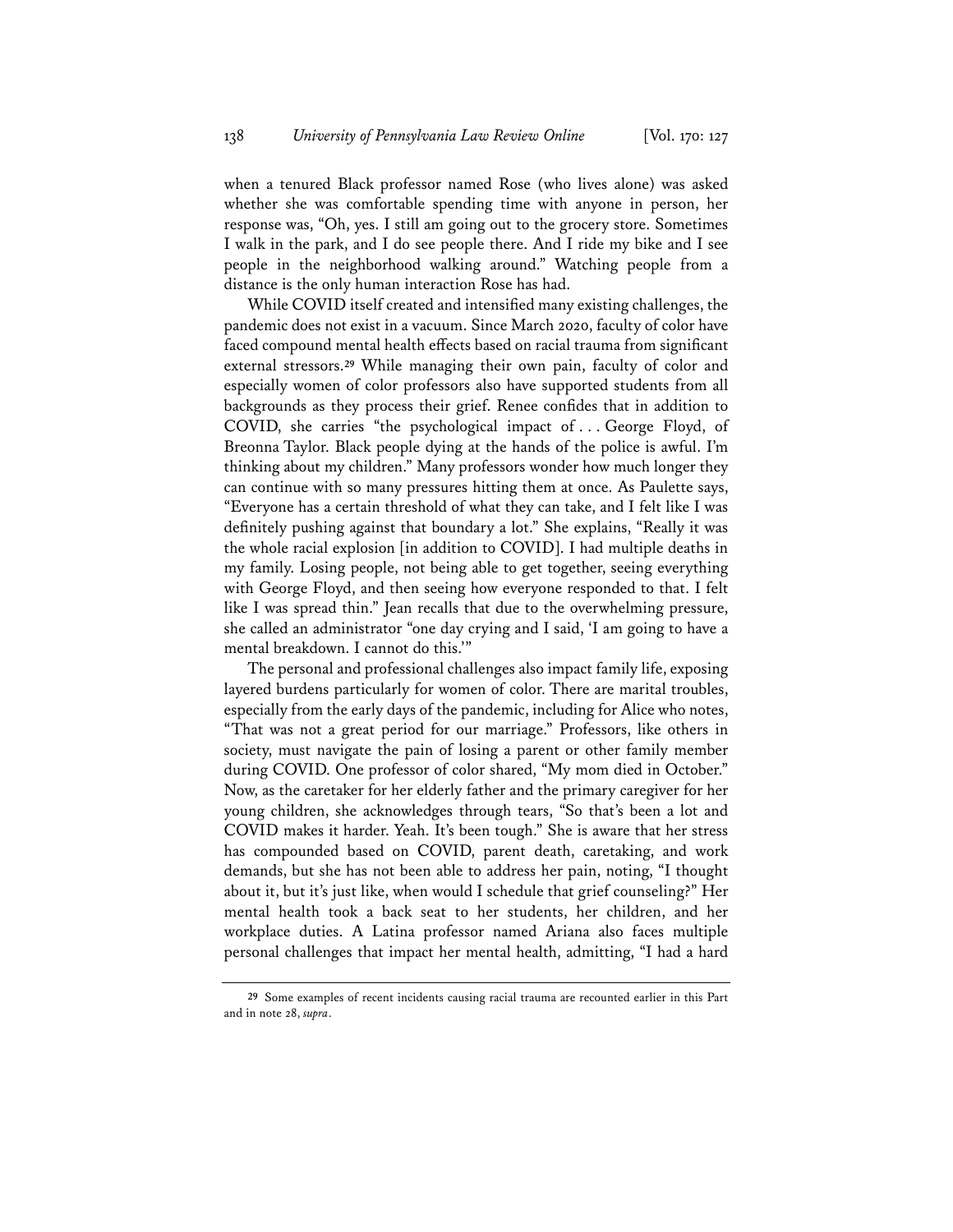when a tenured Black professor named Rose (who lives alone) was asked whether she was comfortable spending time with anyone in person, her response was, "Oh, yes. I still am going out to the grocery store. Sometimes I walk in the park, and I do see people there. And I ride my bike and I see people in the neighborhood walking around." Watching people from a distance is the only human interaction Rose has had.

While COVID itself created and intensified many existing challenges, the pandemic does not exist in a vacuum. Since March 2020, faculty of color have faced compound mental health effects based on racial trauma from significant external stressors.[29] While managing their own pain, faculty of color and especially women of color professors also have supported students from all backgrounds as they process their grief. Renee confides that in addition to COVID, she carries "the psychological impact of . . . George Floyd, of Breonna Taylor. Black people dying at the hands of the police is awful. I'm thinking about my children." Many professors wonder how much longer they can continue with so many pressures hitting them at once. As Paulette says, "Everyone has a certain threshold of what they can take, and I felt like I was definitely pushing against that boundary a lot." She explains, "Really it was the whole racial explosion [in addition to COVID]. I had multiple deaths in my family. Losing people, not being able to get together, seeing everything with George Floyd, and then seeing how everyone responded to that. I felt like I was spread thin." Jean recalls that due to the overwhelming pressure, she called an administrator "one day crying and I said, 'I am going to have a mental breakdown. I cannot do this.'"

The personal and professional challenges also impact family life, exposing layered burdens particularly for women of color. There are marital troubles, especially from the early days of the pandemic, including for Alice who notes, "That was not a great period for our marriage." Professors, like others in society, must navigate the pain of losing a parent or other family member during COVID. One professor of color shared, "My mom died in October." Now, as the caretaker for her elderly father and the primary caregiver for her young children, she acknowledges through tears, "So that's been a lot and COVID makes it harder. Yeah. It's been tough." She is aware that her stress has compounded based on COVID, parent death, caretaking, and work demands, but she has not been able to address her pain, noting, "I thought about it, but it's just like, when would I schedule that grief counseling?" Her mental health took a back seat to her students, her children, and her workplace duties. A Latina professor named Ariana also faces multiple personal challenges that impact her mental health, admitting, "I had a hard

---

[29] Some examples of recent incidents causing racial trauma are recounted earlier in this Part and in note 28, *supra*.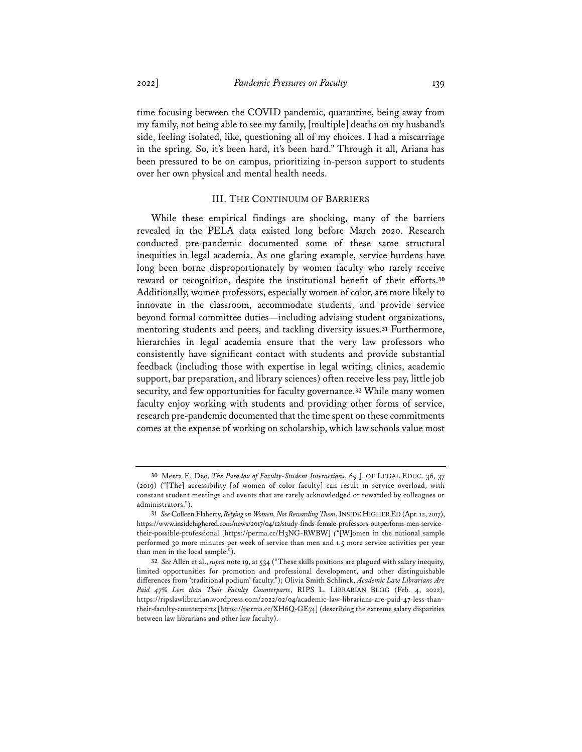time focusing between the COVID pandemic, quarantine, being away from my family, not being able to see my family, [multiple] deaths on my husband's side, feeling isolated, like, questioning all of my choices. I had a miscarriage in the spring. So, it's been hard, it's been hard." Through it all, Ariana has been pressured to be on campus, prioritizing in-person support to students over her own physical and mental health needs.

## III. The Continuum of Barriers

While these empirical findings are shocking, many of the barriers revealed in the PELA data existed long before March 2020. Research conducted pre-pandemic documented some of these same structural inequities in legal academia. As one glaring example, service burdens have long been borne disproportionately by women faculty who rarely receive reward or recognition, despite the institutional benefit of their efforts.[30] Additionally, women professors, especially women of color, are more likely to innovate in the classroom, accommodate students, and provide service beyond formal committee duties—including advising student organizations, mentoring students and peers, and tackling diversity issues.[31] Furthermore, hierarchies in legal academia ensure that the very law professors who consistently have significant contact with students and provide substantial feedback (including those with expertise in legal writing, clinics, academic support, bar preparation, and library sciences) often receive less pay, little job security, and few opportunities for faculty governance.[32] While many women faculty enjoy working with students and providing other forms of service, research pre-pandemic documented that the time spent on these commitments comes at the expense of working on scholarship, which law schools value most

---

30 Meera E. Deo, *The Paradox of Faculty-Student Interactions*, 69 J. OF LEGAL EDUC. 36, 37 (2019) ("[The] accessibility [of women of color faculty] can result in service overload, with constant student meetings and events that are rarely acknowledged or rewarded by colleagues or administrators.").

31 *See* Colleen Flaherty, *Relying on Women, Not Rewarding Them*, INSIDE HIGHER ED (Apr. 12, 2017), https://www.insidehighered.com/news/2017/04/12/study-finds-female-professors-outperform-men-service-their-possible-professional [https://perma.cc/H3NG-RWBW] ("[W]omen in the national sample performed 30 more minutes per week of service than men and 1.5 more service activities per year than men in the local sample.").

32 *See* Allen et al., *supra* note 19, at 534 ("These skills positions are plagued with salary inequity, limited opportunities for promotion and professional development, and other distinguishable differences from 'traditional podium' faculty."); Olivia Smith Schlinck, *Academic Law Librarians Are Paid 47% Less than Their Faculty Counterparts*, RIPS L. LIBRARIAN BLOG (Feb. 4, 2022), https://ripslawlibrarian.wordpress.com/2022/02/04/academic-law-librarians-are-paid-47-less-than-their-faculty-counterparts [https://perma.cc/XH6Q-GE74] (describing the extreme salary disparities between law librarians and other law faculty).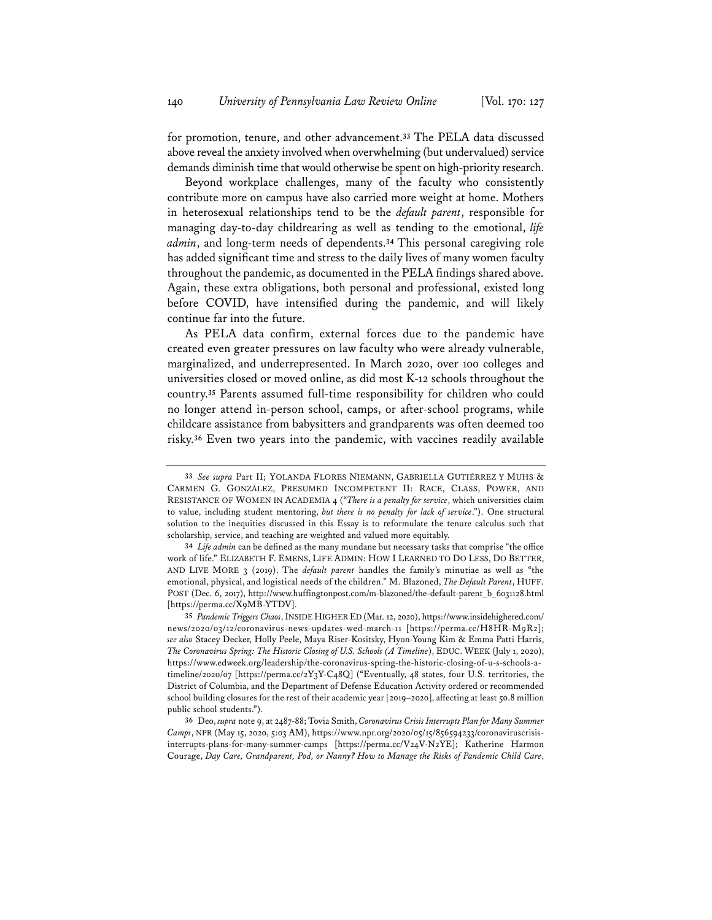for promotion, tenure, and other advancement.[33] The PELA data discussed above reveal the anxiety involved when overwhelming (but undervalued) service demands diminish time that would otherwise be spent on high-priority research.

Beyond workplace challenges, many of the faculty who consistently contribute more on campus have also carried more weight at home. Mothers in heterosexual relationships tend to be the *default parent*, responsible for managing day-to-day childrearing as well as tending to the emotional, *life admin*, and long-term needs of dependents.[34] This personal caregiving role has added significant time and stress to the daily lives of many women faculty throughout the pandemic, as documented in the PELA findings shared above. Again, these extra obligations, both personal and professional, existed long before COVID, have intensified during the pandemic, and will likely continue far into the future.

As PELA data confirm, external forces due to the pandemic have created even greater pressures on law faculty who were already vulnerable, marginalized, and underrepresented. In March 2020, over 100 colleges and universities closed or moved online, as did most K-12 schools throughout the country.[35] Parents assumed full-time responsibility for children who could no longer attend in-person school, camps, or after-school programs, while childcare assistance from babysitters and grandparents was often deemed too risky.[36] Even two years into the pandemic, with vaccines readily available

---

33 *See supra* Part II; YOLANDA FLORES NIEMANN, GABRIELLA GUTIÉRREZ Y MUHS & CARMEN G. GONZÁLEZ, PRESUMED INCOMPETENT II: RACE, CLASS, POWER, AND RESISTANCE OF WOMEN IN ACADEMIA 4 ("*There is a penalty for service*, which universities claim to value, including student mentoring, *but there is no penalty for lack of service*."). One structural solution to the inequities discussed in this Essay is to reformulate the tenure calculus such that scholarship, service, and teaching are weighted and valued more equitably.

34 *Life admin* can be defined as the many mundane but necessary tasks that comprise "the office work of life." ELIZABETH F. EMENS, LIFE ADMIN: HOW I LEARNED TO DO LESS, DO BETTER, AND LIVE MORE 3 (2019). The *default parent* handles the family's minutiae as well as "the emotional, physical, and logistical needs of the children." M. Blazoned, *The Default Parent*, HUFF. POST (Dec. 6, 2017), http://www.huffingtonpost.com/m-blazoned/the-default-parent_b_6031128.html [https://perma.cc/X9MB-YTDV].

35 *Pandemic Triggers Chaos*, INSIDE HIGHER ED (Mar. 12, 2020), https://www.insidehighered.com/news/2020/03/12/coronavirus-news-updates-wed-march-11 [https://perma.cc/H8HR-M9R2]; *see also* Stacey Decker, Holly Peele, Maya Riser-Kositsky, Hyon-Young Kim & Emma Patti Harris, *The Coronavirus Spring: The Historic Closing of U.S. Schools (A Timeline)*, EDUC. WEEK (July 1, 2020), https://www.edweek.org/leadership/the-coronavirus-spring-the-historic-closing-of-u-s-schools-a-timeline/2020/07 [https://perma.cc/2Y3Y-C48Q] ("Eventually, 48 states, four U.S. territories, the District of Columbia, and the Department of Defense Education Activity ordered or recommended school building closures for the rest of their academic year [2019–2020], affecting at least 50.8 million public school students.").

36 Deo, *supra* note 9, at 2487-88; Tovia Smith, *Coronavirus Crisis Interrupts Plan for Many Summer Camps*, NPR (May 15, 2020, 5:03 AM), https://www.npr.org/2020/05/15/856594233/coronaviruscrisis-interrupts-plans-for-many-summer-camps [https://perma.cc/V24V-N2YE]; Katherine Harmon Courage, *Day Care, Grandparent, Pod, or Nanny? How to Manage the Risks of Pandemic Child Care*,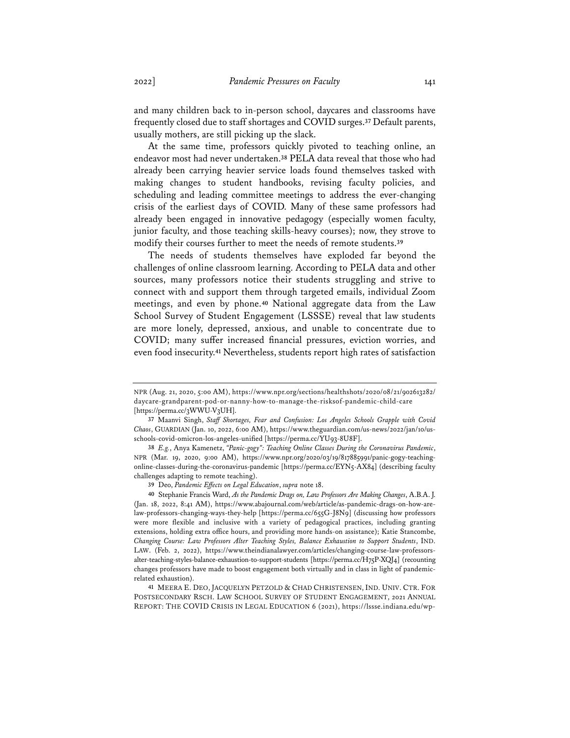and many children back to in-person school, daycares and classrooms have frequently closed due to staff shortages and COVID surges.[37] Default parents, usually mothers, are still picking up the slack.

At the same time, professors quickly pivoted to teaching online, an endeavor most had never undertaken.[38] PELA data reveal that those who had already been carrying heavier service loads found themselves tasked with making changes to student handbooks, revising faculty policies, and scheduling and leading committee meetings to address the ever-changing crisis of the earliest days of COVID. Many of these same professors had already been engaged in innovative pedagogy (especially women faculty, junior faculty, and those teaching skills-heavy courses); now, they strove to modify their courses further to meet the needs of remote students.[39]

The needs of students themselves have exploded far beyond the challenges of online classroom learning. According to PELA data and other sources, many professors notice their students struggling and strive to connect with and support them through targeted emails, individual Zoom meetings, and even by phone.[40] National aggregate data from the Law School Survey of Student Engagement (LSSSE) reveal that law students are more lonely, depressed, anxious, and unable to concentrate due to COVID; many suffer increased financial pressures, eviction worries, and even food insecurity.[41] Nevertheless, students report high rates of satisfaction

---

NPR (Aug. 21, 2020, 5:00 AM), https://www.npr.org/sections/healthshots/2020/08/21/902613282/daycare-grandparent-pod-or-nanny-how-to-manage-the-risksof-pandemic-child-care [https://perma.cc/3WWU-V3UH].

37 Maanvi Singh, *Staff Shortages, Fear and Confusion: Los Angeles Schools Grapple with Covid Chaos*, GUARDIAN (Jan. 10, 2022, 6:00 AM), https://www.theguardian.com/us-news/2022/jan/10/us-schools-covid-omicron-los-angeles-unified [https://perma.cc/YU93-8U8F].

38 *E.g.*, Anya Kamenetz, *"Panic-gogy": Teaching Online Classes During the Coronavirus Pandemic*, NPR (Mar. 19, 2020, 9:00 AM), https://www.npr.org/2020/03/19/817885991/panic-gogy-teaching-online-classes-during-the-coronavirus-pandemic [https://perma.cc/EYN5-AX84] (describing faculty challenges adapting to remote teaching).

39 Deo, *Pandemic Effects on Legal Education*, *supra* note 18.

40 Stephanie Francis Ward, *As the Pandemic Drags on, Law Professors Are Making Changes*, A.B.A. J. (Jan. 18, 2022, 8:41 AM), https://www.abajournal.com/web/article/as-pandemic-drags-on-how-are-law-professors-changing-ways-they-help [https://perma.cc/655G-J8N9] (discussing how professors were more flexible and inclusive with a variety of pedagogical practices, including granting extensions, holding extra office hours, and providing more hands-on assistance); Katie Stancombe, *Changing Course: Law Professors Alter Teaching Styles, Balance Exhaustion to Support Students*, IND. LAW. (Feb. 2, 2022), https://www.theindianalawyer.com/articles/changing-course-law-professors-alter-teaching-styles-balance-exhaustion-to-support-students [https://perma.cc/H75P-XQJ4] (recounting changes professors have made to boost engagement both virtually and in class in light of pandemic-related exhaustion).

41 MEERA E. DEO, JACQUELYN PETZOLD & CHAD CHRISTENSEN, IND. UNIV. CTR. FOR POSTSECONDARY RSCH. LAW SCHOOL SURVEY OF STUDENT ENGAGEMENT, 2021 ANNUAL REPORT: THE COVID CRISIS IN LEGAL EDUCATION 6 (2021), https://lssse.indiana.edu/wp-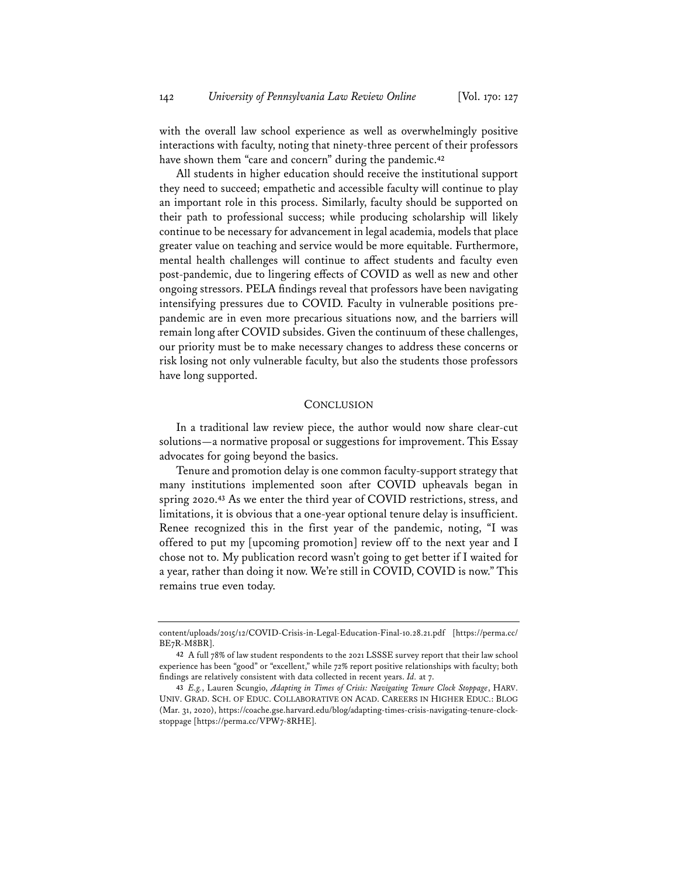with the overall law school experience as well as overwhelmingly positive interactions with faculty, noting that ninety-three percent of their professors have shown them "care and concern" during the pandemic.[42]

All students in higher education should receive the institutional support they need to succeed; empathetic and accessible faculty will continue to play an important role in this process. Similarly, faculty should be supported on their path to professional success; while producing scholarship will likely continue to be necessary for advancement in legal academia, models that place greater value on teaching and service would be more equitable. Furthermore, mental health challenges will continue to affect students and faculty even post-pandemic, due to lingering effects of COVID as well as new and other ongoing stressors. PELA findings reveal that professors have been navigating intensifying pressures due to COVID. Faculty in vulnerable positions pre-pandemic are in even more precarious situations now, and the barriers will remain long after COVID subsides. Given the continuum of these challenges, our priority must be to make necessary changes to address these concerns or risk losing not only vulnerable faculty, but also the students those professors have long supported.

## CONCLUSION

In a traditional law review piece, the author would now share clear-cut solutions—a normative proposal or suggestions for improvement. This Essay advocates for going beyond the basics.

Tenure and promotion delay is one common faculty-support strategy that many institutions implemented soon after COVID upheavals began in spring 2020.[43] As we enter the third year of COVID restrictions, stress, and limitations, it is obvious that a one-year optional tenure delay is insufficient. Renee recognized this in the first year of the pandemic, noting, "I was offered to put my [upcoming promotion] review off to the next year and I chose not to. My publication record wasn't going to get better if I waited for a year, rather than doing it now. We're still in COVID, COVID is now." This remains true even today.

---

content/uploads/2015/12/COVID-Crisis-in-Legal-Education-Final-10.28.21.pdf [https://perma.cc/BE7R-M8BR].

42 A full 78% of law student respondents to the 2021 LSSSE survey report that their law school experience has been "good" or "excellent," while 72% report positive relationships with faculty; both findings are relatively consistent with data collected in recent years. *Id.* at 7.

43 *E.g.*, Lauren Scungio, *Adapting in Times of Crisis: Navigating Tenure Clock Stoppage*, HARV. UNIV. GRAD. SCH. OF EDUC. COLLABORATIVE ON ACAD. CAREERS IN HIGHER EDUC.: BLOG (Mar. 31, 2020), https://coache.gse.harvard.edu/blog/adapting-times-crisis-navigating-tenure-clock-stoppage [https://perma.cc/VPW7-8RHE].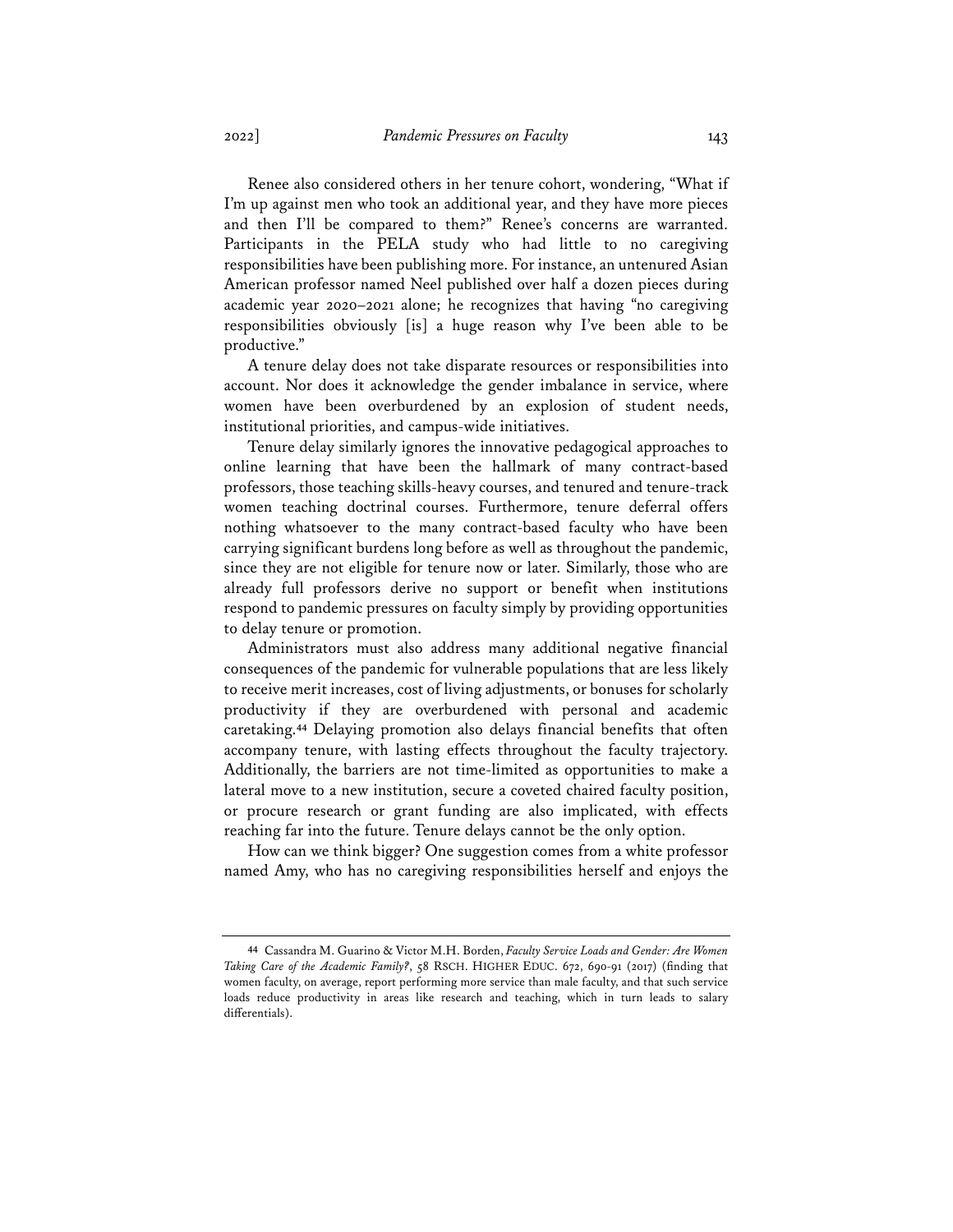Renee also considered others in her tenure cohort, wondering, "What if I'm up against men who took an additional year, and they have more pieces and then I'll be compared to them?" Renee's concerns are warranted. Participants in the PELA study who had little to no caregiving responsibilities have been publishing more. For instance, an untenured Asian American professor named Neel published over half a dozen pieces during academic year 2020–2021 alone; he recognizes that having "no caregiving responsibilities obviously [is] a huge reason why I've been able to be productive."

A tenure delay does not take disparate resources or responsibilities into account. Nor does it acknowledge the gender imbalance in service, where women have been overburdened by an explosion of student needs, institutional priorities, and campus-wide initiatives.

Tenure delay similarly ignores the innovative pedagogical approaches to online learning that have been the hallmark of many contract-based professors, those teaching skills-heavy courses, and tenured and tenure-track women teaching doctrinal courses. Furthermore, tenure deferral offers nothing whatsoever to the many contract-based faculty who have been carrying significant burdens long before as well as throughout the pandemic, since they are not eligible for tenure now or later. Similarly, those who are already full professors derive no support or benefit when institutions respond to pandemic pressures on faculty simply by providing opportunities to delay tenure or promotion.

Administrators must also address many additional negative financial consequences of the pandemic for vulnerable populations that are less likely to receive merit increases, cost of living adjustments, or bonuses for scholarly productivity if they are overburdened with personal and academic caretaking.[44] Delaying promotion also delays financial benefits that often accompany tenure, with lasting effects throughout the faculty trajectory. Additionally, the barriers are not time-limited as opportunities to make a lateral move to a new institution, secure a coveted chaired faculty position, or procure research or grant funding are also implicated, with effects reaching far into the future. Tenure delays cannot be the only option.

How can we think bigger? One suggestion comes from a white professor named Amy, who has no caregiving responsibilities herself and enjoys the

---

[44] Cassandra M. Guarino & Victor M.H. Borden, *Faculty Service Loads and Gender: Are Women Taking Care of the Academic Family?*, 58 RSCH. HIGHER EDUC. 672, 690-91 (2017) (finding that women faculty, on average, report performing more service than male faculty, and that such service loads reduce productivity in areas like research and teaching, which in turn leads to salary differentials).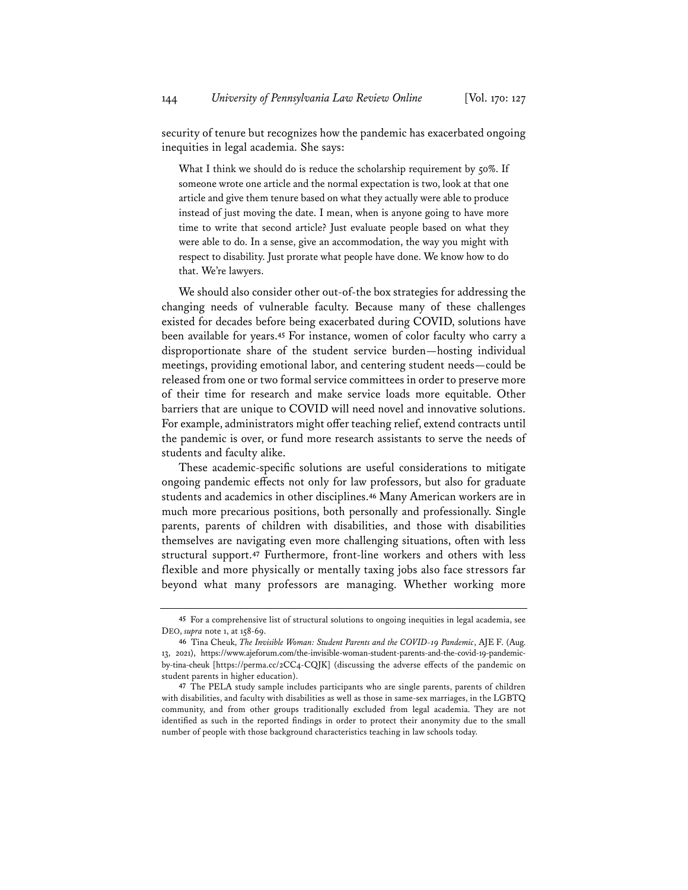security of tenure but recognizes how the pandemic has exacerbated ongoing inequities in legal academia. She says:

> What I think we should do is reduce the scholarship requirement by 50%. If someone wrote one article and the normal expectation is two, look at that one article and give them tenure based on what they actually were able to produce instead of just moving the date. I mean, when is anyone going to have more time to write that second article? Just evaluate people based on what they were able to do. In a sense, give an accommodation, the way you might with respect to disability. Just prorate what people have done. We know how to do that. We're lawyers.

We should also consider other out-of-the box strategies for addressing the changing needs of vulnerable faculty. Because many of these challenges existed for decades before being exacerbated during COVID, solutions have been available for years.[45] For instance, women of color faculty who carry a disproportionate share of the student service burden—hosting individual meetings, providing emotional labor, and centering student needs—could be released from one or two formal service committees in order to preserve more of their time for research and make service loads more equitable. Other barriers that are unique to COVID will need novel and innovative solutions. For example, administrators might offer teaching relief, extend contracts until the pandemic is over, or fund more research assistants to serve the needs of students and faculty alike.

These academic-specific solutions are useful considerations to mitigate ongoing pandemic effects not only for law professors, but also for graduate students and academics in other disciplines.[46] Many American workers are in much more precarious positions, both personally and professionally. Single parents, parents of children with disabilities, and those with disabilities themselves are navigating even more challenging situations, often with less structural support.[47] Furthermore, front-line workers and others with less flexible and more physically or mentally taxing jobs also face stressors far beyond what many professors are managing. Whether working more

---

[45] For a comprehensive list of structural solutions to ongoing inequities in legal academia, see DEO, *supra* note 1, at 158-69.

[46] Tina Cheuk, *The Invisible Woman: Student Parents and the COVID-19 Pandemic*, AJE F. (Aug. 13, 2021), https://www.ajeforum.com/the-invisible-woman-student-parents-and-the-covid-19-pandemic-by-tina-cheuk [https://perma.cc/2CC4-CQJK] (discussing the adverse effects of the pandemic on student parents in higher education).

[47] The PELA study sample includes participants who are single parents, parents of children with disabilities, and faculty with disabilities as well as those in same-sex marriages, in the LGBTQ community, and from other groups traditionally excluded from legal academia. They are not identified as such in the reported findings in order to protect their anonymity due to the small number of people with those background characteristics teaching in law schools today.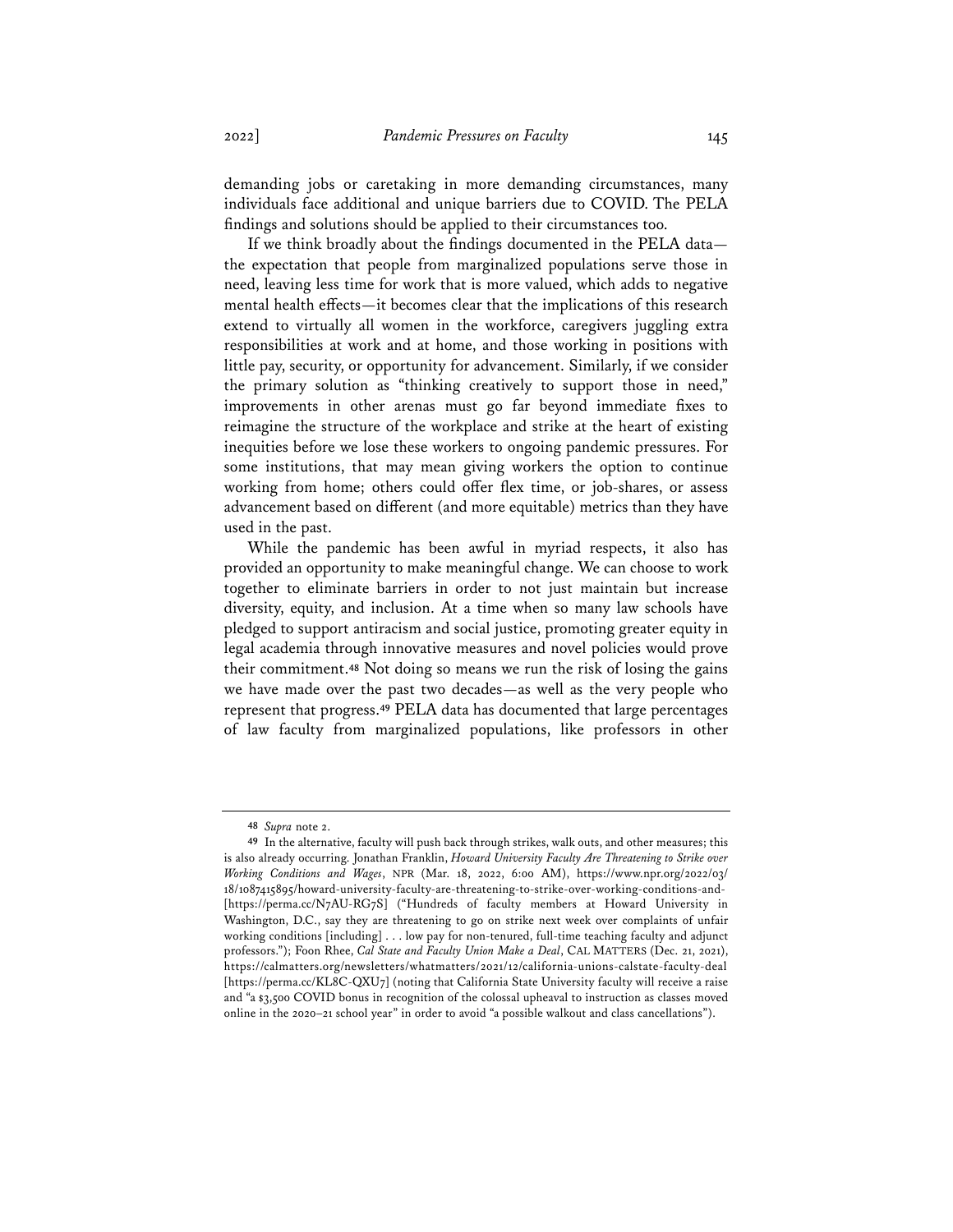demanding jobs or caretaking in more demanding circumstances, many individuals face additional and unique barriers due to COVID. The PELA findings and solutions should be applied to their circumstances too.

If we think broadly about the findings documented in the PELA data—the expectation that people from marginalized populations serve those in need, leaving less time for work that is more valued, which adds to negative mental health effects—it becomes clear that the implications of this research extend to virtually all women in the workforce, caregivers juggling extra responsibilities at work and at home, and those working in positions with little pay, security, or opportunity for advancement. Similarly, if we consider the primary solution as "thinking creatively to support those in need," improvements in other arenas must go far beyond immediate fixes to reimagine the structure of the workplace and strike at the heart of existing inequities before we lose these workers to ongoing pandemic pressures. For some institutions, that may mean giving workers the option to continue working from home; others could offer flex time, or job-shares, or assess advancement based on different (and more equitable) metrics than they have used in the past.

While the pandemic has been awful in myriad respects, it also has provided an opportunity to make meaningful change. We can choose to work together to eliminate barriers in order to not just maintain but increase diversity, equity, and inclusion. At a time when so many law schools have pledged to support antiracism and social justice, promoting greater equity in legal academia through innovative measures and novel policies would prove their commitment.[48] Not doing so means we run the risk of losing the gains we have made over the past two decades—as well as the very people who represent that progress.[49] PELA data has documented that large percentages of law faculty from marginalized populations, like professors in other

---

48 *Supra* note 2.

49 In the alternative, faculty will push back through strikes, walk outs, and other measures; this is also already occurring. Jonathan Franklin, *Howard University Faculty Are Threatening to Strike over Working Conditions and Wages*, NPR (Mar. 18, 2022, 6:00 AM), https://www.npr.org/2022/03/18/1087415895/howard-university-faculty-are-threatening-to-strike-over-working-conditions-and- [https://perma.cc/N7AU-RG7S] ("Hundreds of faculty members at Howard University in Washington, D.C., say they are threatening to go on strike next week over complaints of unfair working conditions [including] . . . low pay for non-tenured, full-time teaching faculty and adjunct professors."); Foon Rhee, *Cal State and Faculty Union Make a Deal*, CAL MATTERS (Dec. 21, 2021), https://calmatters.org/newsletters/whatmatters/2021/12/california-unions-calstate-faculty-deal [https://perma.cc/KL8C-QXU7] (noting that California State University faculty will receive a raise and "a $3,500 COVID bonus in recognition of the colossal upheaval to instruction as classes moved online in the 2020–21 school year" in order to avoid "a possible walkout and class cancellations").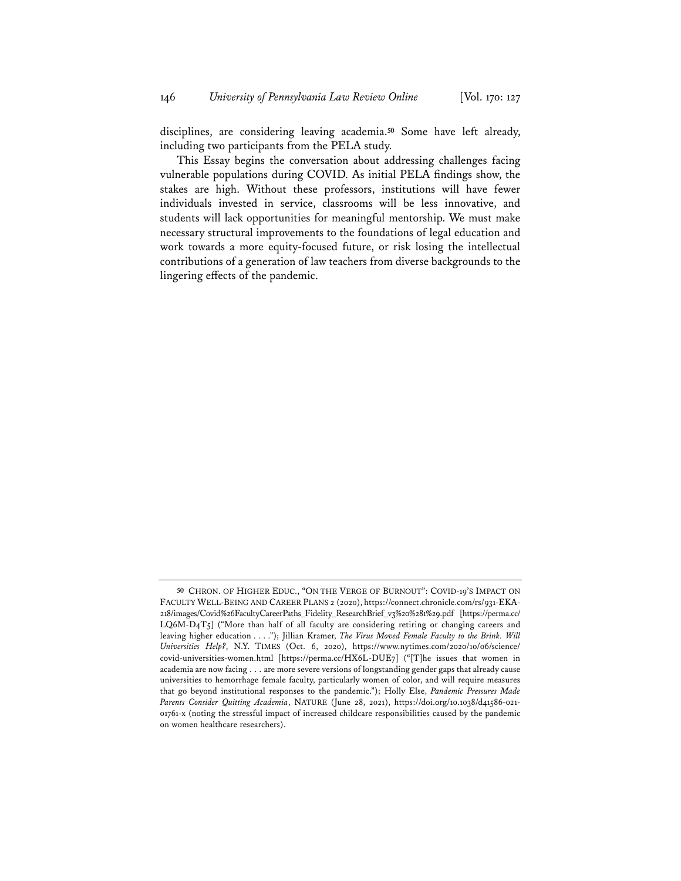disciplines, are considering leaving academia.[50] Some have left already, including two participants from the PELA study.

This Essay begins the conversation about addressing challenges facing vulnerable populations during COVID. As initial PELA findings show, the stakes are high. Without these professors, institutions will have fewer individuals invested in service, classrooms will be less innovative, and students will lack opportunities for meaningful mentorship. We must make necessary structural improvements to the foundations of legal education and work towards a more equity-focused future, or risk losing the intellectual contributions of a generation of law teachers from diverse backgrounds to the lingering effects of the pandemic.

---

[50] CHRON. OF HIGHER EDUC., "ON THE VERGE OF BURNOUT": COVID-19'S IMPACT ON FACULTY WELL-BEING AND CAREER PLANS 2 (2020), https://connect.chronicle.com/rs/931-EKA-218/images/Covid%26FacultyCareerPaths_Fidelity_ResearchBrief_v3%20%281%29.pdf [https://perma.cc/LQ6M-D4T5] ("More than half of all faculty are considering retiring or changing careers and leaving higher education . . . ."); Jillian Kramer, *The Virus Moved Female Faculty to the Brink. Will Universities Help?*, N.Y. TIMES (Oct. 6, 2020), https://www.nytimes.com/2020/10/06/science/covid-universities-women.html [https://perma.cc/HX6L-DUE7] ("[T]he issues that women in academia are now facing . . . are more severe versions of longstanding gender gaps that already cause universities to hemorrhage female faculty, particularly women of color, and will require measures that go beyond institutional responses to the pandemic."); Holly Else, *Pandemic Pressures Made Parents Consider Quitting Academia*, NATURE (June 28, 2021), https://doi.org/10.1038/d41586-021-01761-x (noting the stressful impact of increased childcare responsibilities caused by the pandemic on women healthcare researchers).